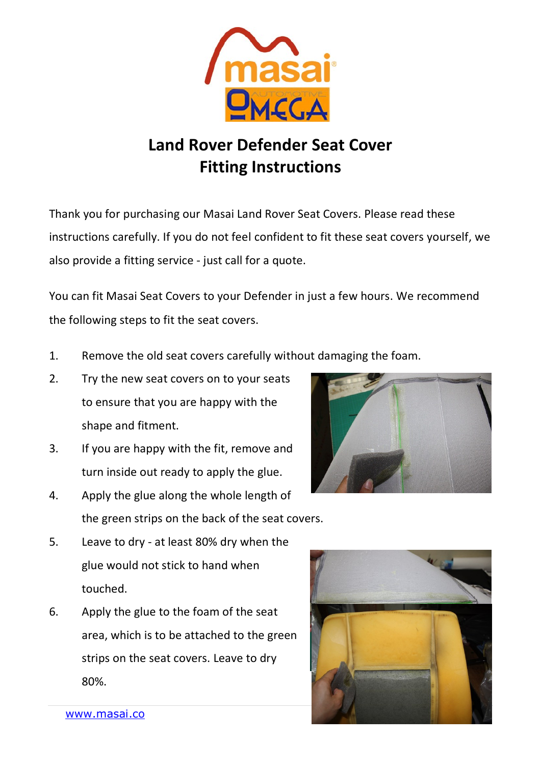# Land Rover Defender Seat Cover Fitting Instructions

Thank you for purchasing our Masai Land Rover Seat Covers. Please read these instructions carefully. If you do not feel confident to fit these seat covers yourself, we also provide a fitting service - just call for a quote.

You can fit Masai Seat Covers to your Defender in just a few hours. We recommend the following steps to fit the seat covers.

1. Remove the old seat covers carefully without damaging the foam.
2. Try the new seat covers on to your seats to ensure that you are happy with the shape and fitment.
3. If you are happy with the fit, remove and turn inside out ready to apply the glue.
4. Apply the glue along the whole length of the green strips on the back of the seat covers.
5. Leave to dry - at least 80% dry when the glue would not stick to hand when touched.
6. Apply the glue to the foam of the seat area, which is to be attached to the green strips on the seat covers. Leave to dry 80%.

www.masai.co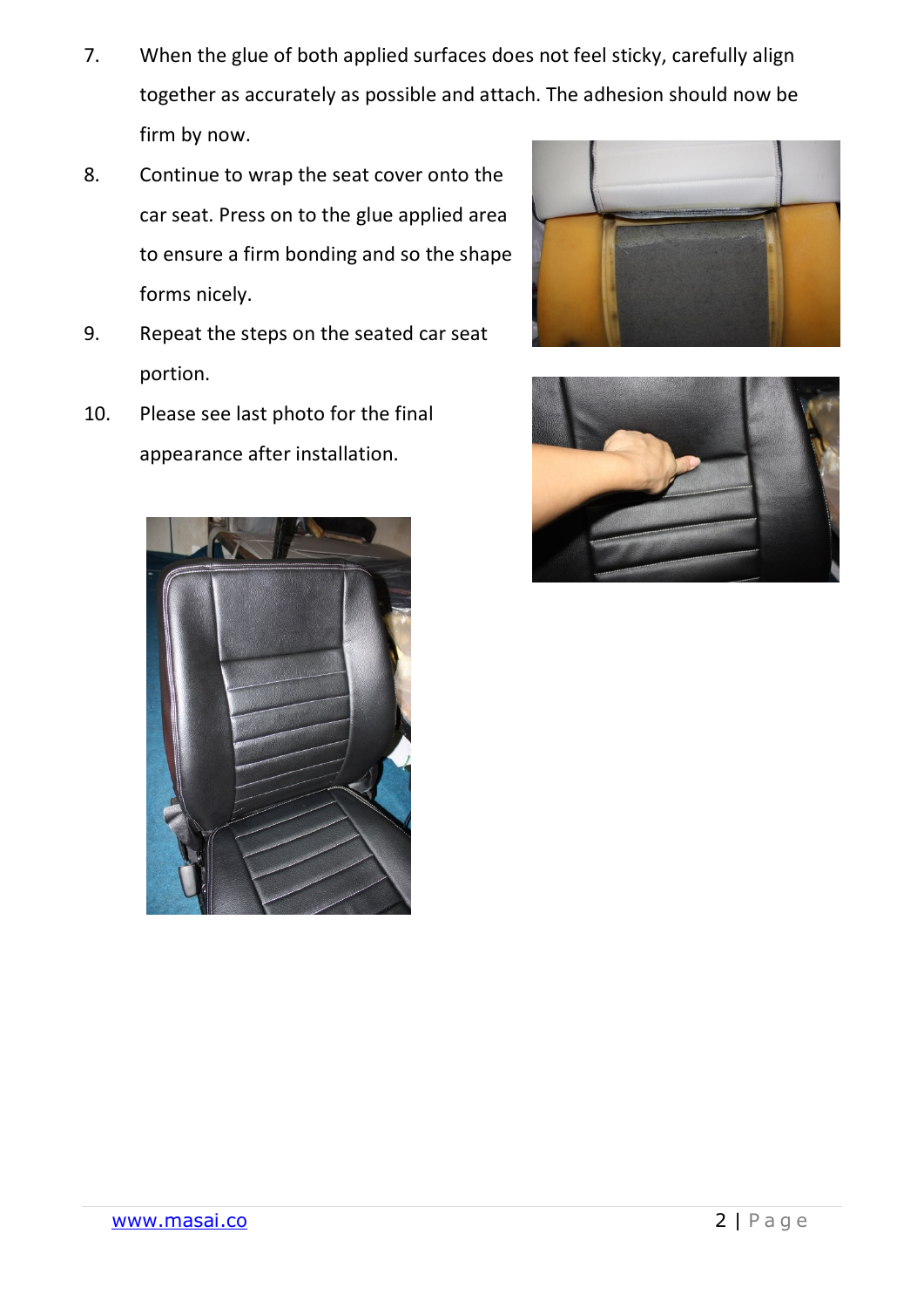7. When the glue of both applied surfaces does not feel sticky, carefully align together as accurately as possible and attach. The adhesion should now be firm by now.
8. Continue to wrap the seat cover onto the car seat. Press on to the glue applied area to ensure a firm bonding and so the shape forms nicely.
9. Repeat the steps on the seated car seat portion.
10. Please see last photo for the final appearance after installation.

www.masai.co